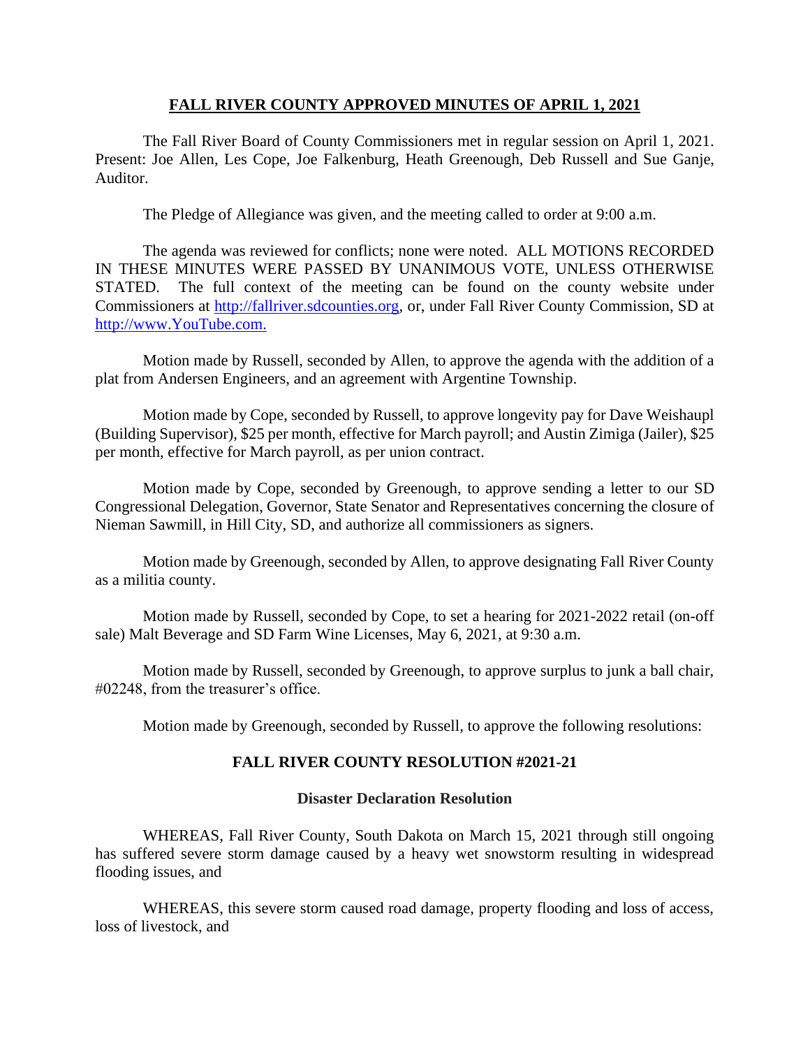# FALL RIVER COUNTY APPROVED MINUTES OF APRIL 1, 2021

The Fall River Board of County Commissioners met in regular session on April 1, 2021. Present: Joe Allen, Les Cope, Joe Falkenburg, Heath Greenough, Deb Russell and Sue Ganje, Auditor.

The Pledge of Allegiance was given, and the meeting called to order at 9:00 a.m.

The agenda was reviewed for conflicts; none were noted. ALL MOTIONS RECORDED IN THESE MINUTES WERE PASSED BY UNANIMOUS VOTE, UNLESS OTHERWISE STATED. The full context of the meeting can be found on the county website under Commissioners at http://fallriver.sdcounties.org, or, under Fall River County Commission, SD at http://www.YouTube.com.

Motion made by Russell, seconded by Allen, to approve the agenda with the addition of a plat from Andersen Engineers, and an agreement with Argentine Township.

Motion made by Cope, seconded by Russell, to approve longevity pay for Dave Weishaupl (Building Supervisor), $25 per month, effective for March payroll; and Austin Zimiga (Jailer), $25 per month, effective for March payroll, as per union contract.

Motion made by Cope, seconded by Greenough, to approve sending a letter to our SD Congressional Delegation, Governor, State Senator and Representatives concerning the closure of Nieman Sawmill, in Hill City, SD, and authorize all commissioners as signers.

Motion made by Greenough, seconded by Allen, to approve designating Fall River County as a militia county.

Motion made by Russell, seconded by Cope, to set a hearing for 2021-2022 retail (on-off sale) Malt Beverage and SD Farm Wine Licenses, May 6, 2021, at 9:30 a.m.

Motion made by Russell, seconded by Greenough, to approve surplus to junk a ball chair, #02248, from the treasurer's office.

Motion made by Greenough, seconded by Russell, to approve the following resolutions:

## FALL RIVER COUNTY RESOLUTION #2021-21

### Disaster Declaration Resolution

WHEREAS, Fall River County, South Dakota on March 15, 2021 through still ongoing has suffered severe storm damage caused by a heavy wet snowstorm resulting in widespread flooding issues, and

WHEREAS, this severe storm caused road damage, property flooding and loss of access, loss of livestock, and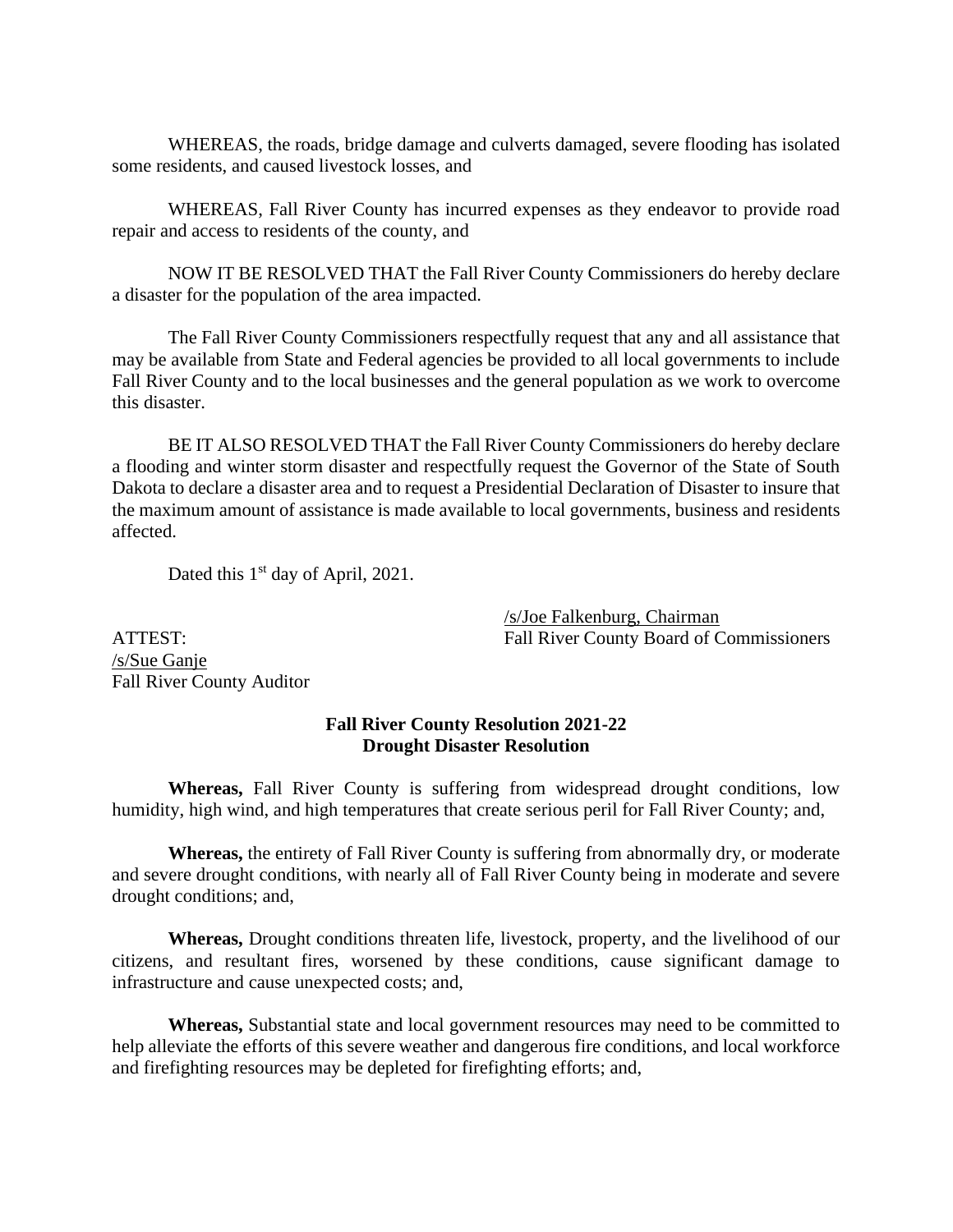WHEREAS, the roads, bridge damage and culverts damaged, severe flooding has isolated some residents, and caused livestock losses, and

WHEREAS, Fall River County has incurred expenses as they endeavor to provide road repair and access to residents of the county, and

NOW IT BE RESOLVED THAT the Fall River County Commissioners do hereby declare a disaster for the population of the area impacted.

The Fall River County Commissioners respectfully request that any and all assistance that may be available from State and Federal agencies be provided to all local governments to include Fall River County and to the local businesses and the general population as we work to overcome this disaster.

BE IT ALSO RESOLVED THAT the Fall River County Commissioners do hereby declare a flooding and winter storm disaster and respectfully request the Governor of the State of South Dakota to declare a disaster area and to request a Presidential Declaration of Disaster to insure that the maximum amount of assistance is made available to local governments, business and residents affected.

Dated this 1st day of April, 2021.

/s/Joe Falkenburg, Chairman
Fall River County Board of Commissioners

ATTEST:
/s/Sue Ganje
Fall River County Auditor

**Fall River County Resolution 2021-22**
**Drought Disaster Resolution**

**Whereas,** Fall River County is suffering from widespread drought conditions, low humidity, high wind, and high temperatures that create serious peril for Fall River County; and,

**Whereas,** the entirety of Fall River County is suffering from abnormally dry, or moderate and severe drought conditions, with nearly all of Fall River County being in moderate and severe drought conditions; and,

**Whereas,** Drought conditions threaten life, livestock, property, and the livelihood of our citizens, and resultant fires, worsened by these conditions, cause significant damage to infrastructure and cause unexpected costs; and,

**Whereas,** Substantial state and local government resources may need to be committed to help alleviate the efforts of this severe weather and dangerous fire conditions, and local workforce and firefighting resources may be depleted for firefighting efforts; and,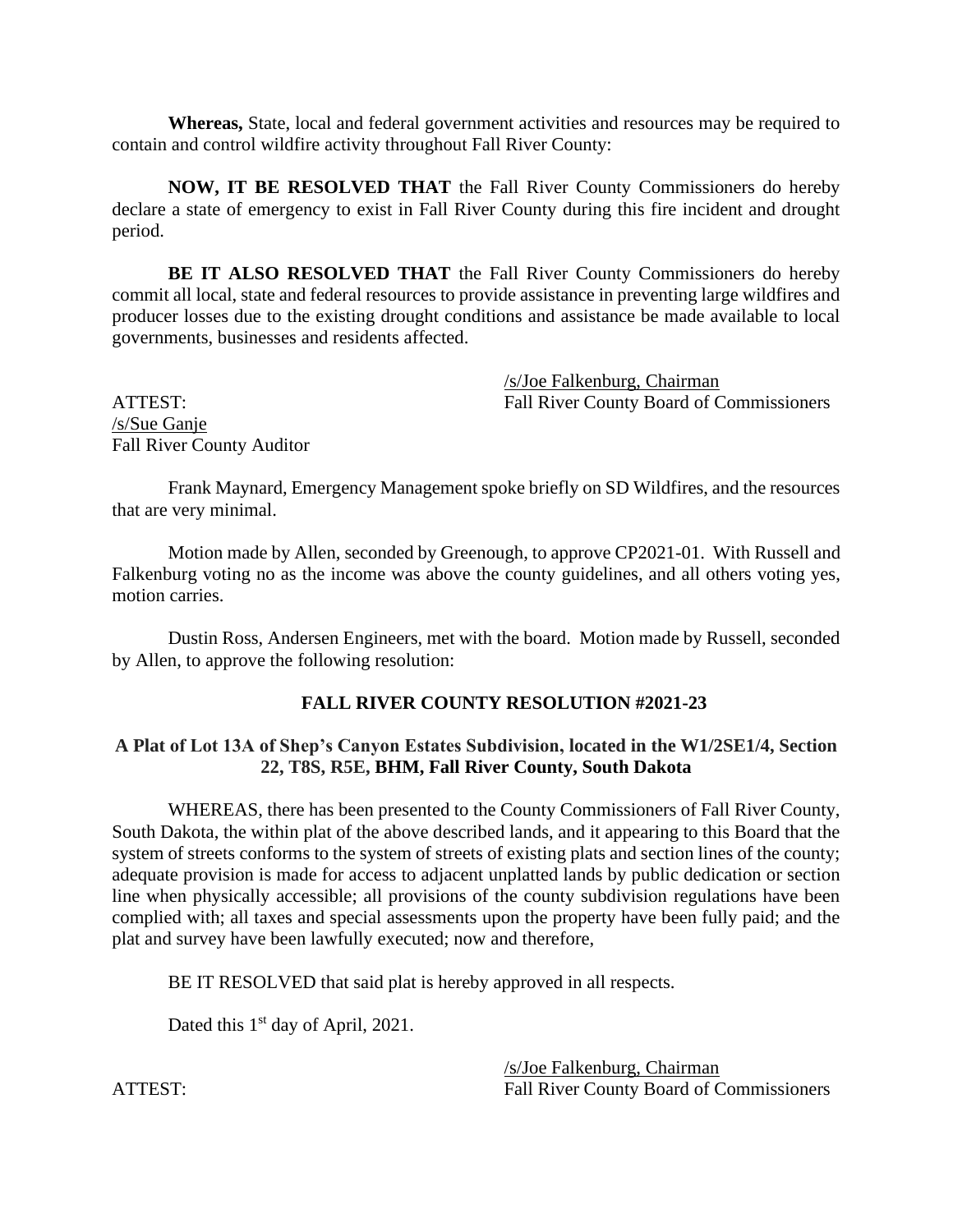**Whereas,** State, local and federal government activities and resources may be required to contain and control wildfire activity throughout Fall River County:

**NOW, IT BE RESOLVED THAT** the Fall River County Commissioners do hereby declare a state of emergency to exist in Fall River County during this fire incident and drought period.

**BE IT ALSO RESOLVED THAT** the Fall River County Commissioners do hereby commit all local, state and federal resources to provide assistance in preventing large wildfires and producer losses due to the existing drought conditions and assistance be made available to local governments, businesses and residents affected.

/s/Joe Falkenburg, Chairman
Fall River County Board of Commissioners

ATTEST:
/s/Sue Ganje
Fall River County Auditor

Frank Maynard, Emergency Management spoke briefly on SD Wildfires, and the resources that are very minimal.

Motion made by Allen, seconded by Greenough, to approve CP2021-01. With Russell and Falkenburg voting no as the income was above the county guidelines, and all others voting yes, motion carries.

Dustin Ross, Andersen Engineers, met with the board. Motion made by Russell, seconded by Allen, to approve the following resolution:

**FALL RIVER COUNTY RESOLUTION #2021-23**

**A Plat of Lot 13A of Shep's Canyon Estates Subdivision, located in the W1/2SE1/4, Section 22, T8S, R5E, BHM, Fall River County, South Dakota**

WHEREAS, there has been presented to the County Commissioners of Fall River County, South Dakota, the within plat of the above described lands, and it appearing to this Board that the system of streets conforms to the system of streets of existing plats and section lines of the county; adequate provision is made for access to adjacent unplatted lands by public dedication or section line when physically accessible; all provisions of the county subdivision regulations have been complied with; all taxes and special assessments upon the property have been fully paid; and the plat and survey have been lawfully executed; now and therefore,

BE IT RESOLVED that said plat is hereby approved in all respects.

Dated this 1st day of April, 2021.

/s/Joe Falkenburg, Chairman
Fall River County Board of Commissioners

ATTEST: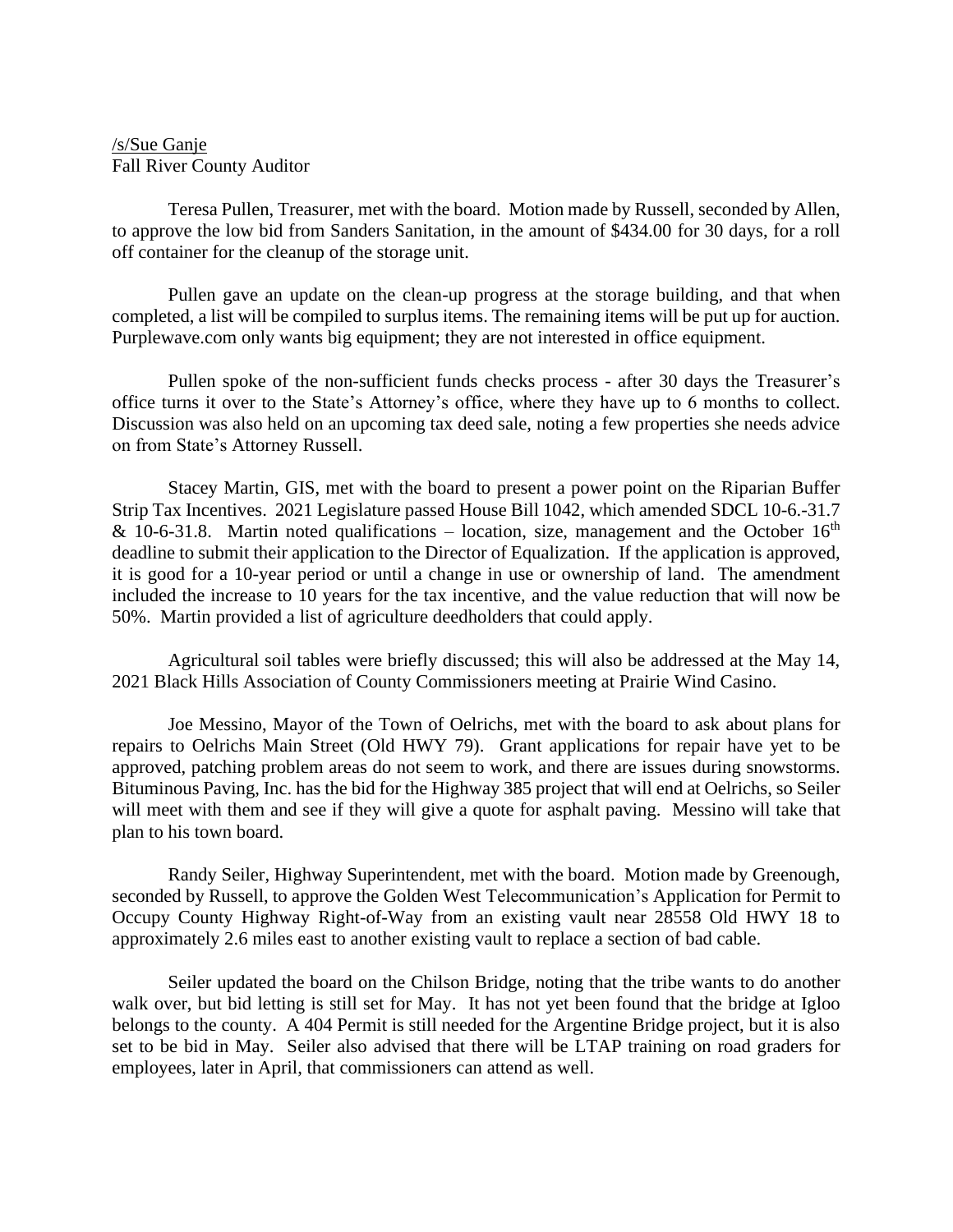/s/Sue Ganje
Fall River County Auditor

Teresa Pullen, Treasurer, met with the board. Motion made by Russell, seconded by Allen, to approve the low bid from Sanders Sanitation, in the amount of $434.00 for 30 days, for a roll off container for the cleanup of the storage unit.

Pullen gave an update on the clean-up progress at the storage building, and that when completed, a list will be compiled to surplus items. The remaining items will be put up for auction. Purplewave.com only wants big equipment; they are not interested in office equipment.

Pullen spoke of the non-sufficient funds checks process - after 30 days the Treasurer's office turns it over to the State's Attorney's office, where they have up to 6 months to collect. Discussion was also held on an upcoming tax deed sale, noting a few properties she needs advice on from State's Attorney Russell.

Stacey Martin, GIS, met with the board to present a power point on the Riparian Buffer Strip Tax Incentives. 2021 Legislature passed House Bill 1042, which amended SDCL 10-6.-31.7 & 10-6-31.8. Martin noted qualifications – location, size, management and the October 16th deadline to submit their application to the Director of Equalization. If the application is approved, it is good for a 10-year period or until a change in use or ownership of land. The amendment included the increase to 10 years for the tax incentive, and the value reduction that will now be 50%. Martin provided a list of agriculture deedholders that could apply.

Agricultural soil tables were briefly discussed; this will also be addressed at the May 14, 2021 Black Hills Association of County Commissioners meeting at Prairie Wind Casino.

Joe Messino, Mayor of the Town of Oelrichs, met with the board to ask about plans for repairs to Oelrichs Main Street (Old HWY 79). Grant applications for repair have yet to be approved, patching problem areas do not seem to work, and there are issues during snowstorms. Bituminous Paving, Inc. has the bid for the Highway 385 project that will end at Oelrichs, so Seiler will meet with them and see if they will give a quote for asphalt paving. Messino will take that plan to his town board.

Randy Seiler, Highway Superintendent, met with the board. Motion made by Greenough, seconded by Russell, to approve the Golden West Telecommunication's Application for Permit to Occupy County Highway Right-of-Way from an existing vault near 28558 Old HWY 18 to approximately 2.6 miles east to another existing vault to replace a section of bad cable.

Seiler updated the board on the Chilson Bridge, noting that the tribe wants to do another walk over, but bid letting is still set for May. It has not yet been found that the bridge at Igloo belongs to the county. A 404 Permit is still needed for the Argentine Bridge project, but it is also set to be bid in May. Seiler also advised that there will be LTAP training on road graders for employees, later in April, that commissioners can attend as well.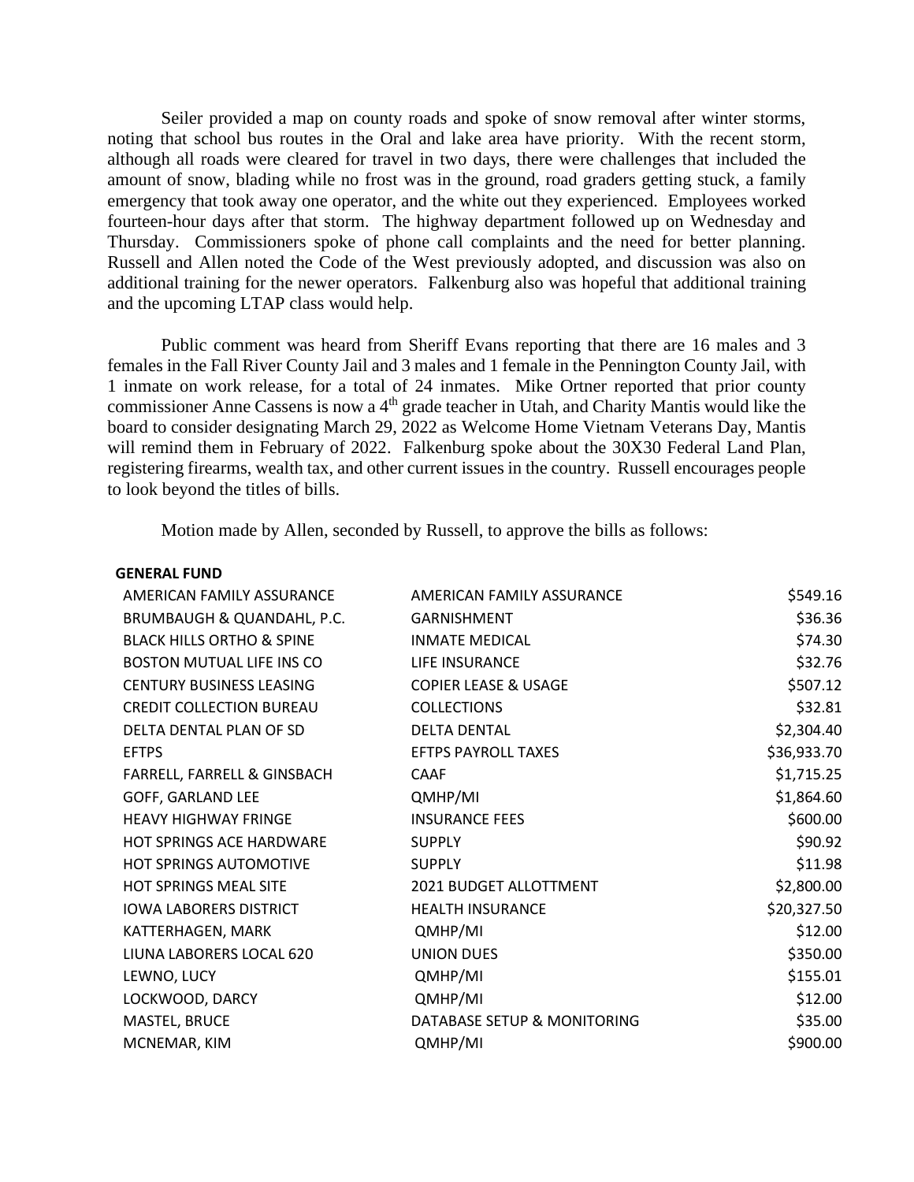Seiler provided a map on county roads and spoke of snow removal after winter storms, noting that school bus routes in the Oral and lake area have priority. With the recent storm, although all roads were cleared for travel in two days, there were challenges that included the amount of snow, blading while no frost was in the ground, road graders getting stuck, a family emergency that took away one operator, and the white out they experienced. Employees worked fourteen-hour days after that storm. The highway department followed up on Wednesday and Thursday. Commissioners spoke of phone call complaints and the need for better planning. Russell and Allen noted the Code of the West previously adopted, and discussion was also on additional training for the newer operators. Falkenburg also was hopeful that additional training and the upcoming LTAP class would help.

Public comment was heard from Sheriff Evans reporting that there are 16 males and 3 females in the Fall River County Jail and 3 males and 1 female in the Pennington County Jail, with 1 inmate on work release, for a total of 24 inmates. Mike Ortner reported that prior county commissioner Anne Cassens is now a 4th grade teacher in Utah, and Charity Mantis would like the board to consider designating March 29, 2022 as Welcome Home Vietnam Veterans Day, Mantis will remind them in February of 2022. Falkenburg spoke about the 30X30 Federal Land Plan, registering firearms, wealth tax, and other current issues in the country. Russell encourages people to look beyond the titles of bills.

Motion made by Allen, seconded by Russell, to approve the bills as follows:

**GENERAL FUND**

| | | |
|---|---|---|
| AMERICAN FAMILY ASSURANCE | AMERICAN FAMILY ASSURANCE | $549.16 |
| BRUMBAUGH & QUANDAHL, P.C. | GARNISHMENT | $36.36 |
| BLACK HILLS ORTHO & SPINE | INMATE MEDICAL | $74.30 |
| BOSTON MUTUAL LIFE INS CO | LIFE INSURANCE | $32.76 |
| CENTURY BUSINESS LEASING | COPIER LEASE & USAGE | $507.12 |
| CREDIT COLLECTION BUREAU | COLLECTIONS | $32.81 |
| DELTA DENTAL PLAN OF SD | DELTA DENTAL | $2,304.40 |
| EFTPS | EFTPS PAYROLL TAXES | $36,933.70 |
| FARRELL, FARRELL & GINSBACH | CAAF | $1,715.25 |
| GOFF, GARLAND LEE | QMHP/MI | $1,864.60 |
| HEAVY HIGHWAY FRINGE | INSURANCE FEES | $600.00 |
| HOT SPRINGS ACE HARDWARE | SUPPLY | $90.92 |
| HOT SPRINGS AUTOMOTIVE | SUPPLY | $11.98 |
| HOT SPRINGS MEAL SITE | 2021 BUDGET ALLOTTMENT | $2,800.00 |
| IOWA LABORERS DISTRICT | HEALTH INSURANCE | $20,327.50 |
| KATTERHAGEN, MARK | QMHP/MI | $12.00 |
| LIUNA LABORERS LOCAL 620 | UNION DUES | $350.00 |
| LEWNO, LUCY | QMHP/MI | $155.01 |
| LOCKWOOD, DARCY | QMHP/MI | $12.00 |
| MASTEL, BRUCE | DATABASE SETUP & MONITORING | $35.00 |
| MCNEMAR, KIM | QMHP/MI | $900.00 |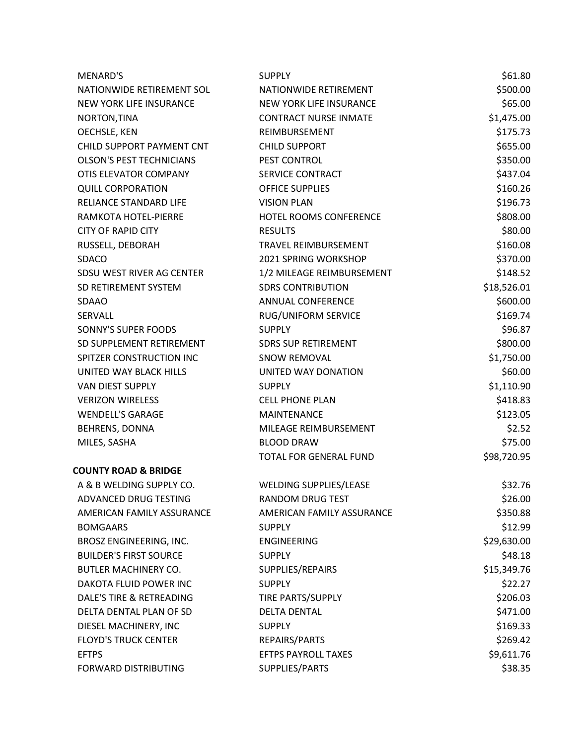| | | |
|---|---|---|
| MENARD'S | SUPPLY | $61.80 |
| NATIONWIDE RETIREMENT SOL | NATIONWIDE RETIREMENT | $500.00 |
| NEW YORK LIFE INSURANCE | NEW YORK LIFE INSURANCE | $65.00 |
| NORTON,TINA | CONTRACT NURSE INMATE | $1,475.00 |
| OECHSLE, KEN | REIMBURSEMENT | $175.73 |
| CHILD SUPPORT PAYMENT CNT | CHILD SUPPORT | $655.00 |
| OLSON'S PEST TECHNICIANS | PEST CONTROL | $350.00 |
| OTIS ELEVATOR COMPANY | SERVICE CONTRACT | $437.04 |
| QUILL CORPORATION | OFFICE SUPPLIES | $160.26 |
| RELIANCE STANDARD LIFE | VISION PLAN | $196.73 |
| RAMKOTA HOTEL-PIERRE | HOTEL ROOMS CONFERENCE | $808.00 |
| CITY OF RAPID CITY | RESULTS | $80.00 |
| RUSSELL, DEBORAH | TRAVEL REIMBURSEMENT | $160.08 |
| SDACO | 2021 SPRING WORKSHOP | $370.00 |
| SDSU WEST RIVER AG CENTER | 1/2 MILEAGE REIMBURSEMENT | $148.52 |
| SD RETIREMENT SYSTEM | SDRS CONTRIBUTION | $18,526.01 |
| SDAAO | ANNUAL CONFERENCE | $600.00 |
| SERVALL | RUG/UNIFORM SERVICE | $169.74 |
| SONNY'S SUPER FOODS | SUPPLY | $96.87 |
| SD SUPPLEMENT RETIREMENT | SDRS SUP RETIREMENT | $800.00 |
| SPITZER CONSTRUCTION INC | SNOW REMOVAL | $1,750.00 |
| UNITED WAY BLACK HILLS | UNITED WAY DONATION | $60.00 |
| VAN DIEST SUPPLY | SUPPLY | $1,110.90 |
| VERIZON WIRELESS | CELL PHONE PLAN | $418.83 |
| WENDELL'S GARAGE | MAINTENANCE | $123.05 |
| BEHRENS, DONNA | MILEAGE REIMBURSEMENT | $2.52 |
| MILES, SASHA | BLOOD DRAW | $75.00 |
| | TOTAL FOR GENERAL FUND | $98,720.95 |
| **COUNTY ROAD & BRIDGE** | | |
| A & B WELDING SUPPLY CO. | WELDING SUPPLIES/LEASE | $32.76 |
| ADVANCED DRUG TESTING | RANDOM DRUG TEST | $26.00 |
| AMERICAN FAMILY ASSURANCE | AMERICAN FAMILY ASSURANCE | $350.88 |
| BOMGAARS | SUPPLY | $12.99 |
| BROSZ ENGINEERING, INC. | ENGINEERING | $29,630.00 |
| BUILDER'S FIRST SOURCE | SUPPLY | $48.18 |
| BUTLER MACHINERY CO. | SUPPLIES/REPAIRS | $15,349.76 |
| DAKOTA FLUID POWER INC | SUPPLY | $22.27 |
| DALE'S TIRE & RETREADING | TIRE PARTS/SUPPLY | $206.03 |
| DELTA DENTAL PLAN OF SD | DELTA DENTAL | $471.00 |
| DIESEL MACHINERY, INC | SUPPLY | $169.33 |
| FLOYD'S TRUCK CENTER | REPAIRS/PARTS | $269.42 |
| EFTPS | EFTPS PAYROLL TAXES | $9,611.76 |
| FORWARD DISTRIBUTING | SUPPLIES/PARTS | $38.35 |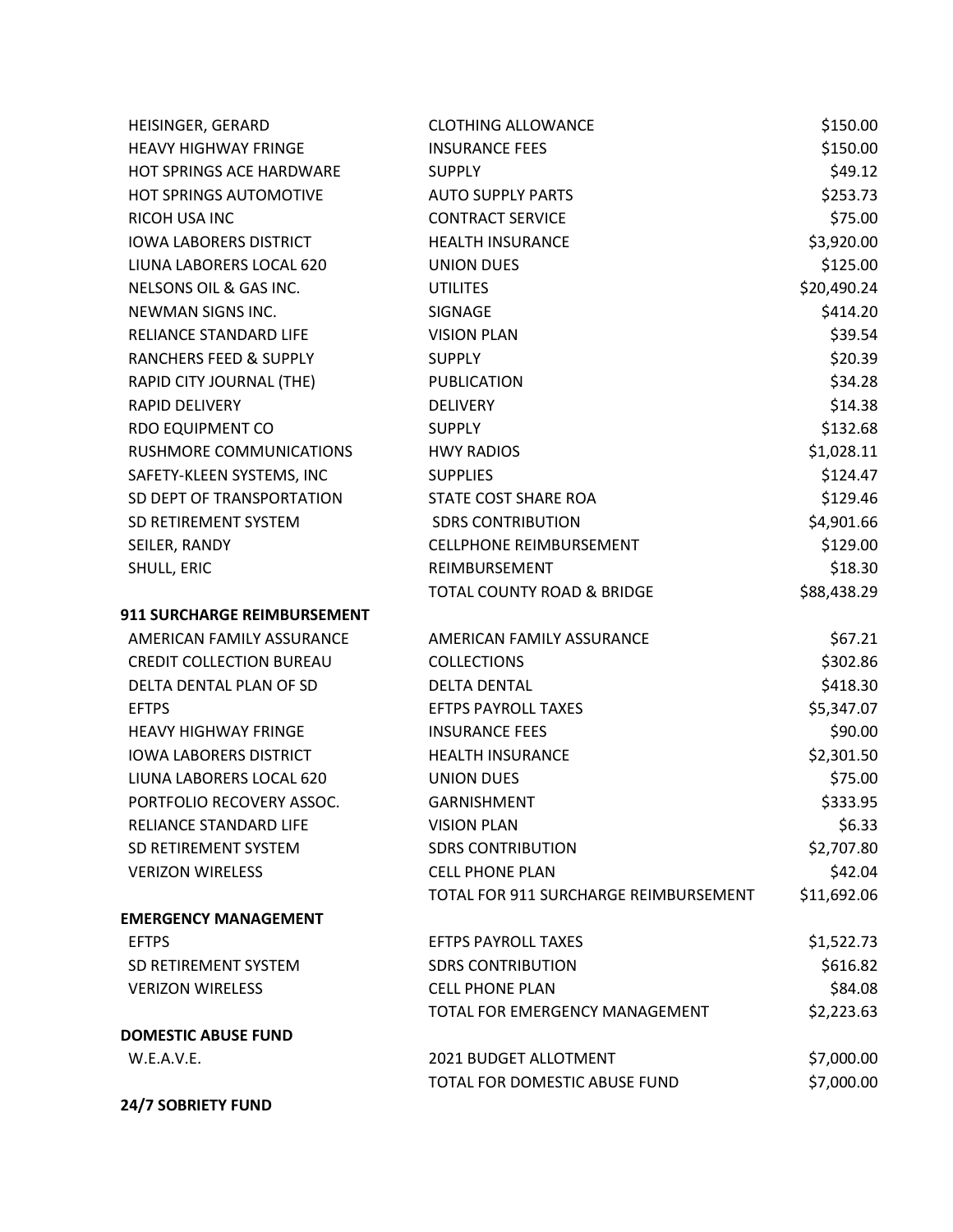| | | |
|---|---|---|
| HEISINGER, GERARD | CLOTHING ALLOWANCE | $150.00 |
| HEAVY HIGHWAY FRINGE | INSURANCE FEES | $150.00 |
| HOT SPRINGS ACE HARDWARE | SUPPLY | $49.12 |
| HOT SPRINGS AUTOMOTIVE | AUTO SUPPLY PARTS | $253.73 |
| RICOH USA INC | CONTRACT SERVICE | $75.00 |
| IOWA LABORERS DISTRICT | HEALTH INSURANCE | $3,920.00 |
| LIUNA LABORERS LOCAL 620 | UNION DUES | $125.00 |
| NELSONS OIL & GAS INC. | UTILITES | $20,490.24 |
| NEWMAN SIGNS INC. | SIGNAGE | $414.20 |
| RELIANCE STANDARD LIFE | VISION PLAN | $39.54 |
| RANCHERS FEED & SUPPLY | SUPPLY | $20.39 |
| RAPID CITY JOURNAL (THE) | PUBLICATION | $34.28 |
| RAPID DELIVERY | DELIVERY | $14.38 |
| RDO EQUIPMENT CO | SUPPLY | $132.68 |
| RUSHMORE COMMUNICATIONS | HWY RADIOS | $1,028.11 |
| SAFETY-KLEEN SYSTEMS, INC | SUPPLIES | $124.47 |
| SD DEPT OF TRANSPORTATION | STATE COST SHARE ROA | $129.46 |
| SD RETIREMENT SYSTEM | SDRS CONTRIBUTION | $4,901.66 |
| SEILER, RANDY | CELLPHONE REIMBURSEMENT | $129.00 |
| SHULL, ERIC | REIMBURSEMENT | $18.30 |
| | TOTAL COUNTY ROAD & BRIDGE | $88,438.29 |
| **911 SURCHARGE REIMBURSEMENT** | | |
| AMERICAN FAMILY ASSURANCE | AMERICAN FAMILY ASSURANCE | $67.21 |
| CREDIT COLLECTION BUREAU | COLLECTIONS | $302.86 |
| DELTA DENTAL PLAN OF SD | DELTA DENTAL | $418.30 |
| EFTPS | EFTPS PAYROLL TAXES | $5,347.07 |
| HEAVY HIGHWAY FRINGE | INSURANCE FEES | $90.00 |
| IOWA LABORERS DISTRICT | HEALTH INSURANCE | $2,301.50 |
| LIUNA LABORERS LOCAL 620 | UNION DUES | $75.00 |
| PORTFOLIO RECOVERY ASSOC. | GARNISHMENT | $333.95 |
| RELIANCE STANDARD LIFE | VISION PLAN | $6.33 |
| SD RETIREMENT SYSTEM | SDRS CONTRIBUTION | $2,707.80 |
| VERIZON WIRELESS | CELL PHONE PLAN | $42.04 |
| | TOTAL FOR 911 SURCHARGE REIMBURSEMENT | $11,692.06 |
| **EMERGENCY MANAGEMENT** | | |
| EFTPS | EFTPS PAYROLL TAXES | $1,522.73 |
| SD RETIREMENT SYSTEM | SDRS CONTRIBUTION | $616.82 |
| VERIZON WIRELESS | CELL PHONE PLAN | $84.08 |
| | TOTAL FOR EMERGENCY MANAGEMENT | $2,223.63 |
| **DOMESTIC ABUSE FUND** | | |
| W.E.A.V.E. | 2021 BUDGET ALLOTMENT | $7,000.00 |
| | TOTAL FOR DOMESTIC ABUSE FUND | $7,000.00 |
| **24/7 SOBRIETY FUND** | | |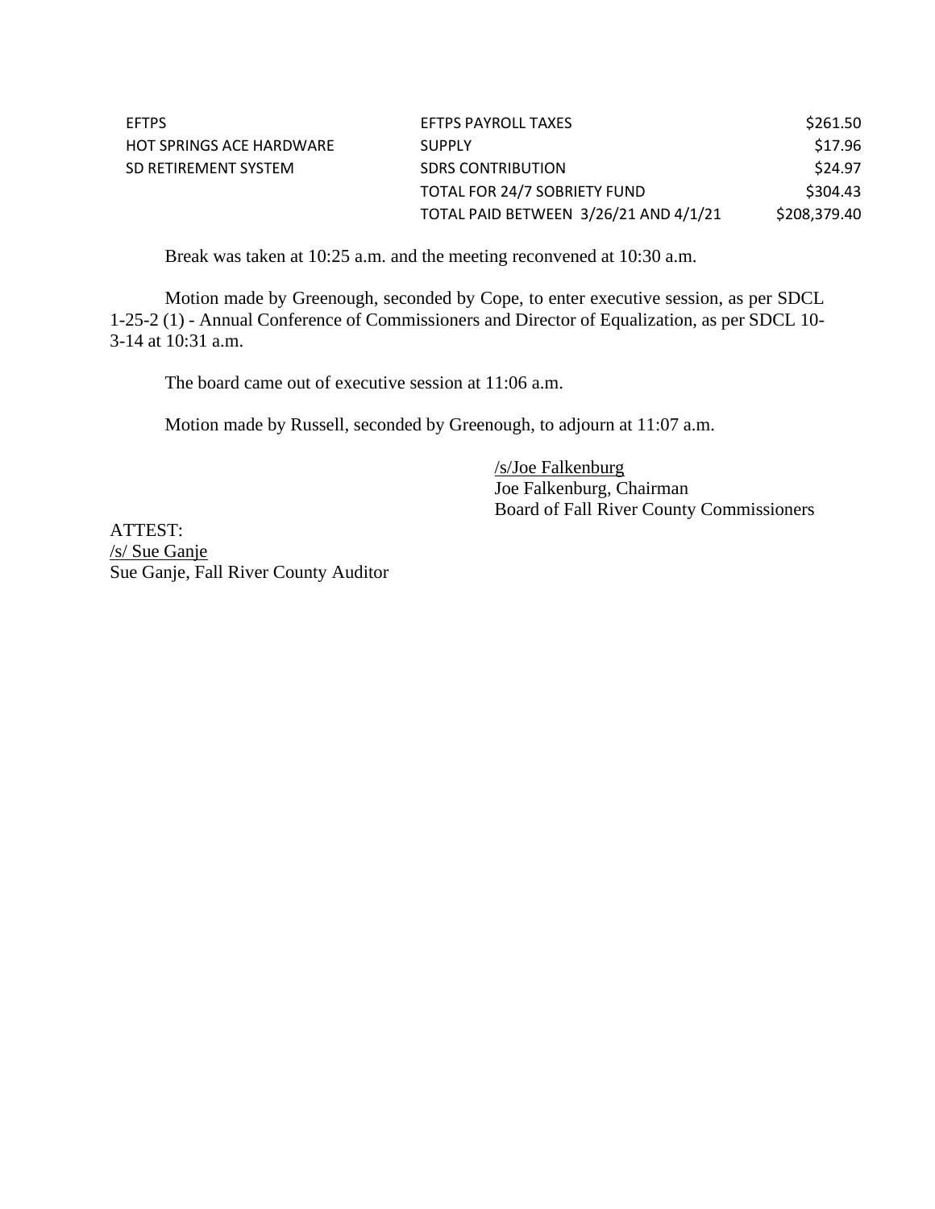| | | |
|---|---|---|
| EFTPS | EFTPS PAYROLL TAXES | $261.50 |
| HOT SPRINGS ACE HARDWARE | SUPPLY | $17.96 |
| SD RETIREMENT SYSTEM | SDRS CONTRIBUTION | $24.97 |
| | TOTAL FOR 24/7 SOBRIETY FUND | $304.43 |
| | TOTAL PAID BETWEEN 3/26/21 AND 4/1/21 | $208,379.40 |

Break was taken at 10:25 a.m. and the meeting reconvened at 10:30 a.m.

Motion made by Greenough, seconded by Cope, to enter executive session, as per SDCL 1-25-2 (1) - Annual Conference of Commissioners and Director of Equalization, as per SDCL 10-3-14 at 10:31 a.m.

The board came out of executive session at 11:06 a.m.

Motion made by Russell, seconded by Greenough, to adjourn at 11:07 a.m.

/s/Joe Falkenburg
Joe Falkenburg, Chairman
Board of Fall River County Commissioners

ATTEST:
/s/ Sue Ganje
Sue Ganje, Fall River County Auditor